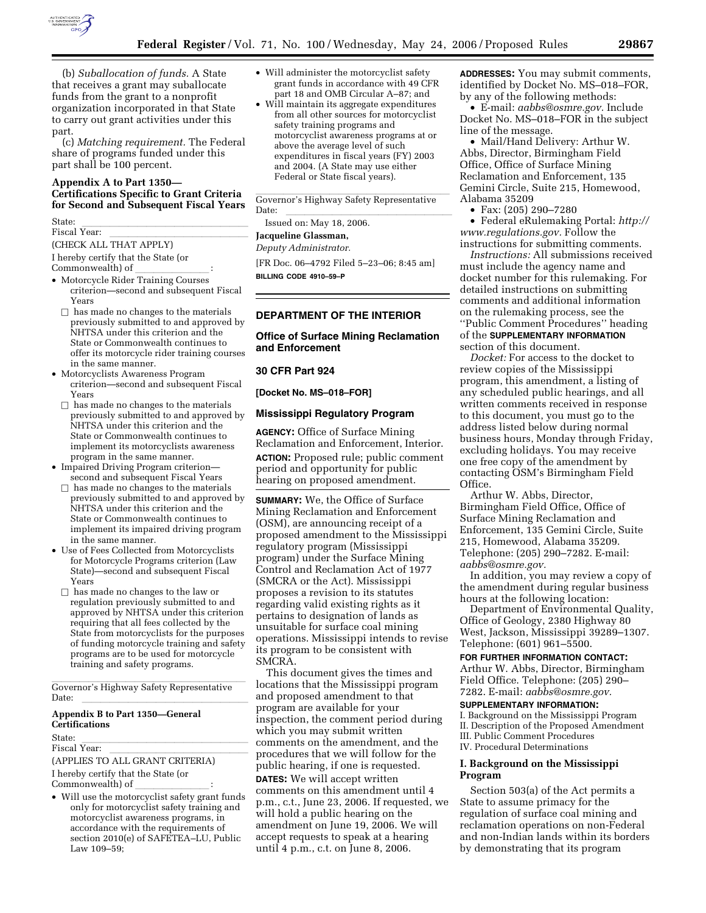(b) *Suballocation of funds.* A State that receives a grant may suballocate funds from the grant to a nonprofit organization incorporated in that State to carry out grant activities under this part.

(c) *Matching requirement.* The Federal share of programs funded under this part shall be 100 percent.

### Appendix A to Part 1350—Certifications Specific to Grant Criteria for Second and Subsequent Fiscal Years

State: \_\_\_\_\_\_\_\_\_\_\_\_\_\_\_\_

Fiscal Year: \_\_\_\_\_\_\_\_\_\_\_\_\_\_\_\_

(CHECK ALL THAT APPLY)

I hereby certify that the State (or Commonwealth) of \_\_\_\_\_\_\_\_\_\_\_\_\_\_\_\_:

- Motorcycle Rider Training Courses criterion—second and subsequent Fiscal Years
  - ☐ has made no changes to the materials previously submitted to and approved by NHTSA under this criterion and the State or Commonwealth continues to offer its motorcycle rider training courses in the same manner.
- Motorcyclists Awareness Program criterion—second and subsequent Fiscal Years
  - ☐ has made no changes to the materials previously submitted to and approved by NHTSA under this criterion and the State or Commonwealth continues to implement its motorcyclists awareness program in the same manner.
- Impaired Driving Program criterion—second and subsequent Fiscal Years
  - ☐ has made no changes to the materials previously submitted to and approved by NHTSA under this criterion and the State or Commonwealth continues to implement its impaired driving program in the same manner.
- Use of Fees Collected from Motorcyclists for Motorcycle Programs criterion (Law State)—second and subsequent Fiscal Years
  - ☐ has made no changes to the law or regulation previously submitted to and approved by NHTSA under this criterion requiring that all fees collected by the State from motorcyclists for the purposes of funding motorcycle training and safety programs are to be used for motorcycle training and safety programs.

\_\_\_\_\_\_\_\_\_\_\_\_\_\_\_\_

Governor's Highway Safety Representative

Date: \_\_\_\_\_\_\_\_\_\_\_\_\_\_\_\_

### Appendix B to Part 1350—General Certifications

State: \_\_\_\_\_\_\_\_\_\_\_\_\_\_\_\_

Fiscal Year: \_\_\_\_\_\_\_\_\_\_\_\_\_\_\_\_

(APPLIES TO ALL GRANT CRITERIA)

I hereby certify that the State (or Commonwealth) of \_\_\_\_\_\_\_\_\_\_\_\_\_\_\_\_:

- Will use the motorcyclist safety grant funds only for motorcyclist safety training and motorcyclist awareness programs, in accordance with the requirements of section 2010(e) of SAFETEA–LU, Public Law 109–59;
- Will administer the motorcyclist safety grant funds in accordance with 49 CFR part 18 and OMB Circular A–87; and
- Will maintain its aggregate expenditures from all other sources for motorcyclist safety training programs and motorcyclist awareness programs at or above the average level of such expenditures in fiscal years (FY) 2003 and 2004. (A State may use either Federal or State fiscal years).

\_\_\_\_\_\_\_\_\_\_\_\_\_\_\_\_

Governor's Highway Safety Representative

Date: \_\_\_\_\_\_\_\_\_\_\_\_\_\_\_\_

Issued on: May 18, 2006.

**Jacqueline Glassman,**

*Deputy Administrator.*

[FR Doc. 06–4792 Filed 5–23–06; 8:45 am]

**BILLING CODE 4910–59–P**

---

## DEPARTMENT OF THE INTERIOR

## Office of Surface Mining Reclamation and Enforcement

## 30 CFR Part 924

**[Docket No. MS–018–FOR]**

## Mississippi Regulatory Program

**AGENCY:** Office of Surface Mining Reclamation and Enforcement, Interior.

**ACTION:** Proposed rule; public comment period and opportunity for public hearing on proposed amendment.

**SUMMARY:** We, the Office of Surface Mining Reclamation and Enforcement (OSM), are announcing receipt of a proposed amendment to the Mississippi regulatory program (Mississippi program) under the Surface Mining Control and Reclamation Act of 1977 (SMCRA or the Act). Mississippi proposes a revision to its statutes regarding valid existing rights as it pertains to designation of lands as unsuitable for surface coal mining operations. Mississippi intends to revise its program to be consistent with SMCRA.

This document gives the times and locations that the Mississippi program and proposed amendment to that program are available for your inspection, the comment period during which you may submit written comments on the amendment, and the procedures that we will follow for the public hearing, if one is requested.

**DATES:** We will accept written comments on this amendment until 4 p.m., c.t., June 23, 2006. If requested, we will hold a public hearing on the amendment on June 19, 2006. We will accept requests to speak at a hearing until 4 p.m., c.t. on June 8, 2006.

**ADDRESSES:** You may submit comments, identified by Docket No. MS–018–FOR, by any of the following methods:

- E-mail: *aabbs@osmre.gov.* Include Docket No. MS–018–FOR in the subject line of the message.
- Mail/Hand Delivery: Arthur W. Abbs, Director, Birmingham Field Office, Office of Surface Mining Reclamation and Enforcement, 135 Gemini Circle, Suite 215, Homewood, Alabama 35209
- Fax: (205) 290–7280
- Federal eRulemaking Portal: *http://www.regulations.gov.* Follow the instructions for submitting comments.

*Instructions:* All submissions received must include the agency name and docket number for this rulemaking. For detailed instructions on submitting comments and additional information on the rulemaking process, see the ''Public Comment Procedures'' heading of the **SUPPLEMENTARY INFORMATION** section of this document.

*Docket:* For access to the docket to review copies of the Mississippi program, this amendment, a listing of any scheduled public hearings, and all written comments received in response to this document, you must go to the address listed below during normal business hours, Monday through Friday, excluding holidays. You may receive one free copy of the amendment by contacting OSM's Birmingham Field Office.

Arthur W. Abbs, Director, Birmingham Field Office, Office of Surface Mining Reclamation and Enforcement, 135 Gemini Circle, Suite 215, Homewood, Alabama 35209. Telephone: (205) 290–7282. E-mail: *aabbs@osmre.gov.*

In addition, you may review a copy of the amendment during regular business hours at the following location:

Department of Environmental Quality, Office of Geology, 2380 Highway 80 West, Jackson, Mississippi 39289–1307. Telephone: (601) 961–5500.

**FOR FURTHER INFORMATION CONTACT:** Arthur W. Abbs, Director, Birmingham Field Office. Telephone: (205) 290–7282. E-mail: *aabbs@osmre.gov.*

**SUPPLEMENTARY INFORMATION:**

I. Background on the Mississippi Program
II. Description of the Proposed Amendment
III. Public Comment Procedures
IV. Procedural Determinations

### I. Background on the Mississippi Program

Section 503(a) of the Act permits a State to assume primacy for the regulation of surface coal mining and reclamation operations on non-Federal and non-Indian lands within its borders by demonstrating that its program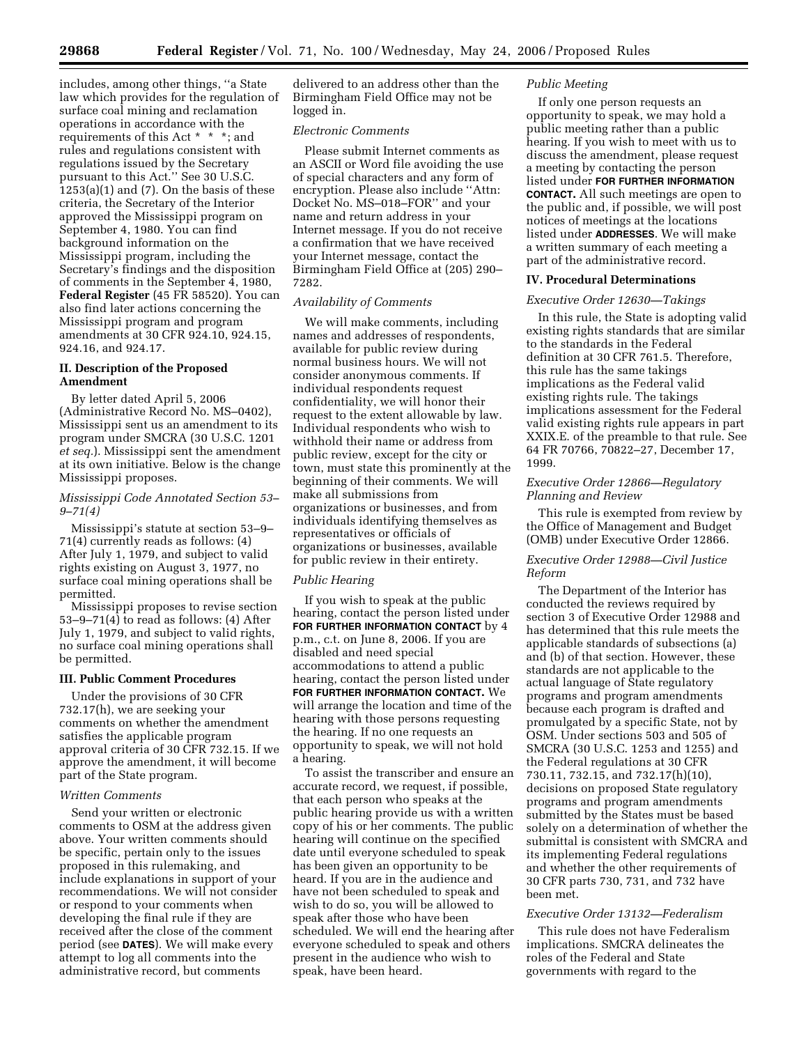includes, among other things, "a State law which provides for the regulation of surface coal mining and reclamation operations in accordance with the requirements of this Act * * *; and rules and regulations consistent with regulations issued by the Secretary pursuant to this Act." See 30 U.S.C. 1253(a)(1) and (7). On the basis of these criteria, the Secretary of the Interior approved the Mississippi program on September 4, 1980. You can find background information on the Mississippi program, including the Secretary's findings and the disposition of comments in the September 4, 1980, **Federal Register** (45 FR 58520). You can also find later actions concerning the Mississippi program and program amendments at 30 CFR 924.10, 924.15, 924.16, and 924.17.

## II. Description of the Proposed Amendment

By letter dated April 5, 2006 (Administrative Record No. MS–0402), Mississippi sent us an amendment to its program under SMCRA (30 U.S.C. 1201 *et seq.*). Mississippi sent the amendment at its own initiative. Below is the change Mississippi proposes.

### *Mississippi Code Annotated Section 53–9–71(4)*

Mississippi's statute at section 53–9–71(4) currently reads as follows: (4) After July 1, 1979, and subject to valid rights existing on August 3, 1977, no surface coal mining operations shall be permitted.

Mississippi proposes to revise section 53–9–71(4) to read as follows: (4) After July 1, 1979, and subject to valid rights, no surface coal mining operations shall be permitted.

## III. Public Comment Procedures

Under the provisions of 30 CFR 732.17(h), we are seeking your comments on whether the amendment satisfies the applicable program approval criteria of 30 CFR 732.15. If we approve the amendment, it will become part of the State program.

### *Written Comments*

Send your written or electronic comments to OSM at the address given above. Your written comments should be specific, pertain only to the issues proposed in this rulemaking, and include explanations in support of your recommendations. We will not consider or respond to your comments when developing the final rule if they are received after the close of the comment period (see **DATES**). We will make every attempt to log all comments into the administrative record, but comments delivered to an address other than the Birmingham Field Office may not be logged in.

### *Electronic Comments*

Please submit Internet comments as an ASCII or Word file avoiding the use of special characters and any form of encryption. Please also include "Attn: Docket No. MS–018–FOR" and your name and return address in your Internet message. If you do not receive a confirmation that we have received your Internet message, contact the Birmingham Field Office at (205) 290–7282.

### *Availability of Comments*

We will make comments, including names and addresses of respondents, available for public review during normal business hours. We will not consider anonymous comments. If individual respondents request confidentiality, we will honor their request to the extent allowable by law. Individual respondents who wish to withhold their name or address from public review, except for the city or town, must state this prominently at the beginning of their comments. We will make all submissions from organizations or businesses, and from individuals identifying themselves as representatives or officials of organizations or businesses, available for public review in their entirety.

### *Public Hearing*

If you wish to speak at the public hearing, contact the person listed under **FOR FURTHER INFORMATION CONTACT** by 4 p.m., c.t. on June 8, 2006. If you are disabled and need special accommodations to attend a public hearing, contact the person listed under **FOR FURTHER INFORMATION CONTACT.** We will arrange the location and time of the hearing with those persons requesting the hearing. If no one requests an opportunity to speak, we will not hold a hearing.

To assist the transcriber and ensure an accurate record, we request, if possible, that each person who speaks at the public hearing provide us with a written copy of his or her comments. The public hearing will continue on the specified date until everyone scheduled to speak has been given an opportunity to be heard. If you are in the audience and have not been scheduled to speak and wish to do so, you will be allowed to speak after those who have been scheduled. We will end the hearing after everyone scheduled to speak and others present in the audience who wish to speak, have been heard.

### *Public Meeting*

If only one person requests an opportunity to speak, we may hold a public meeting rather than a public hearing. If you wish to meet with us to discuss the amendment, please request a meeting by contacting the person listed under **FOR FURTHER INFORMATION CONTACT.** All such meetings are open to the public and, if possible, we will post notices of meetings at the locations listed under **ADDRESSES**. We will make a written summary of each meeting a part of the administrative record.

## IV. Procedural Determinations

### *Executive Order 12630—Takings*

In this rule, the State is adopting valid existing rights standards that are similar to the standards in the Federal definition at 30 CFR 761.5. Therefore, this rule has the same takings implications as the Federal valid existing rights rule. The takings implications assessment for the Federal valid existing rights rule appears in part XXIX.E. of the preamble to that rule. See 64 FR 70766, 70822–27, December 17, 1999.

### *Executive Order 12866—Regulatory Planning and Review*

This rule is exempted from review by the Office of Management and Budget (OMB) under Executive Order 12866.

### *Executive Order 12988—Civil Justice Reform*

The Department of the Interior has conducted the reviews required by section 3 of Executive Order 12988 and has determined that this rule meets the applicable standards of subsections (a) and (b) of that section. However, these standards are not applicable to the actual language of State regulatory programs and program amendments because each program is drafted and promulgated by a specific State, not by OSM. Under sections 503 and 505 of SMCRA (30 U.S.C. 1253 and 1255) and the Federal regulations at 30 CFR 730.11, 732.15, and 732.17(h)(10), decisions on proposed State regulatory programs and program amendments submitted by the States must be based solely on a determination of whether the submittal is consistent with SMCRA and its implementing Federal regulations and whether the other requirements of 30 CFR parts 730, 731, and 732 have been met.

### *Executive Order 13132—Federalism*

This rule does not have Federalism implications. SMCRA delineates the roles of the Federal and State governments with regard to the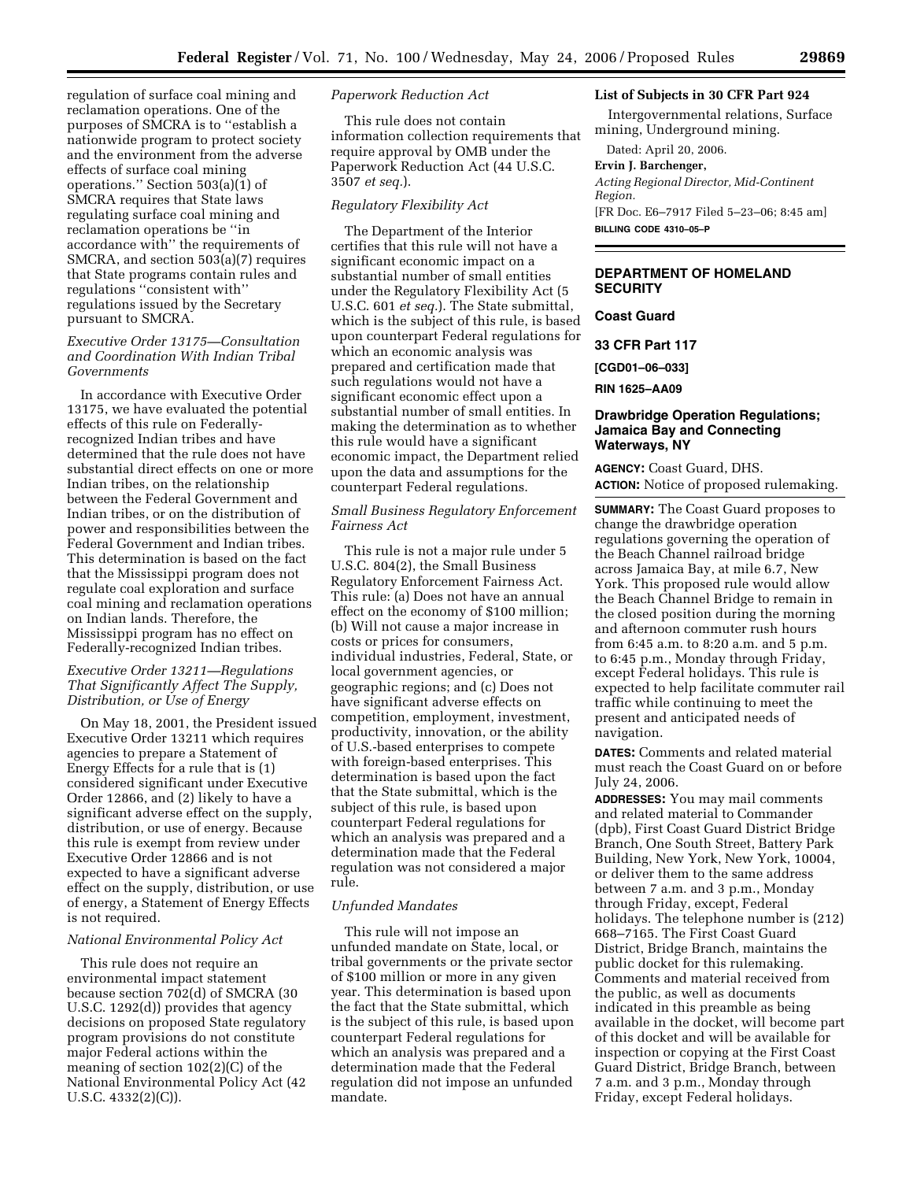regulation of surface coal mining and reclamation operations. One of the purposes of SMCRA is to ''establish a nationwide program to protect society and the environment from the adverse effects of surface coal mining operations.'' Section 503(a)(1) of SMCRA requires that State laws regulating surface coal mining and reclamation operations be ''in accordance with'' the requirements of SMCRA, and section 503(a)(7) requires that State programs contain rules and regulations ''consistent with'' regulations issued by the Secretary pursuant to SMCRA.

*Executive Order 13175—Consultation and Coordination With Indian Tribal Governments*

In accordance with Executive Order 13175, we have evaluated the potential effects of this rule on Federally-recognized Indian tribes and have determined that the rule does not have substantial direct effects on one or more Indian tribes, on the relationship between the Federal Government and Indian tribes, or on the distribution of power and responsibilities between the Federal Government and Indian tribes. This determination is based on the fact that the Mississippi program does not regulate coal exploration and surface coal mining and reclamation operations on Indian lands. Therefore, the Mississippi program has no effect on Federally-recognized Indian tribes.

*Executive Order 13211—Regulations That Significantly Affect The Supply, Distribution, or Use of Energy*

On May 18, 2001, the President issued Executive Order 13211 which requires agencies to prepare a Statement of Energy Effects for a rule that is (1) considered significant under Executive Order 12866, and (2) likely to have a significant adverse effect on the supply, distribution, or use of energy. Because this rule is exempt from review under Executive Order 12866 and is not expected to have a significant adverse effect on the supply, distribution, or use of energy, a Statement of Energy Effects is not required.

*National Environmental Policy Act*

This rule does not require an environmental impact statement because section 702(d) of SMCRA (30 U.S.C. 1292(d)) provides that agency decisions on proposed State regulatory program provisions do not constitute major Federal actions within the meaning of section 102(2)(C) of the National Environmental Policy Act (42 U.S.C. 4332(2)(C)).

*Paperwork Reduction Act*

This rule does not contain information collection requirements that require approval by OMB under the Paperwork Reduction Act (44 U.S.C. 3507 *et seq.*).

*Regulatory Flexibility Act*

The Department of the Interior certifies that this rule will not have a significant economic impact on a substantial number of small entities under the Regulatory Flexibility Act (5 U.S.C. 601 *et seq.*). The State submittal, which is the subject of this rule, is based upon counterpart Federal regulations for which an economic analysis was prepared and certification made that such regulations would not have a significant economic effect upon a substantial number of small entities. In making the determination as to whether this rule would have a significant economic impact, the Department relied upon the data and assumptions for the counterpart Federal regulations.

*Small Business Regulatory Enforcement Fairness Act*

This rule is not a major rule under 5 U.S.C. 804(2), the Small Business Regulatory Enforcement Fairness Act. This rule: (a) Does not have an annual effect on the economy of $100 million; (b) Will not cause a major increase in costs or prices for consumers, individual industries, Federal, State, or local government agencies, or geographic regions; and (c) Does not have significant adverse effects on competition, employment, investment, productivity, innovation, or the ability of U.S.-based enterprises to compete with foreign-based enterprises. This determination is based upon the fact that the State submittal, which is the subject of this rule, is based upon counterpart Federal regulations for which an analysis was prepared and a determination made that the Federal regulation was not considered a major rule.

*Unfunded Mandates*

This rule will not impose an unfunded mandate on State, local, or tribal governments or the private sector of $100 million or more in any given year. This determination is based upon the fact that the State submittal, which is the subject of this rule, is based upon counterpart Federal regulations for which an analysis was prepared and a determination made that the Federal regulation did not impose an unfunded mandate.

**List of Subjects in 30 CFR Part 924**

Intergovernmental relations, Surface mining, Underground mining.

Dated: April 20, 2006.

**Ervin J. Barchenger,**

*Acting Regional Director, Mid-Continent Region.*

[FR Doc. E6–7917 Filed 5–23–06; 8:45 am]

**BILLING CODE 4310–05–P**

---

**DEPARTMENT OF HOMELAND SECURITY**

**Coast Guard**

**33 CFR Part 117**

**[CGD01–06–033]**

**RIN 1625–AA09**

## Drawbridge Operation Regulations; Jamaica Bay and Connecting Waterways, NY

**AGENCY:** Coast Guard, DHS.

**ACTION:** Notice of proposed rulemaking.

**SUMMARY:** The Coast Guard proposes to change the drawbridge operation regulations governing the operation of the Beach Channel railroad bridge across Jamaica Bay, at mile 6.7, New York. This proposed rule would allow the Beach Channel Bridge to remain in the closed position during the morning and afternoon commuter rush hours from 6:45 a.m. to 8:20 a.m. and 5 p.m. to 6:45 p.m., Monday through Friday, except Federal holidays. This rule is expected to help facilitate commuter rail traffic while continuing to meet the present and anticipated needs of navigation.

**DATES:** Comments and related material must reach the Coast Guard on or before July 24, 2006.

**ADDRESSES:** You may mail comments and related material to Commander (dpb), First Coast Guard District Bridge Branch, One South Street, Battery Park Building, New York, New York, 10004, or deliver them to the same address between 7 a.m. and 3 p.m., Monday through Friday, except, Federal holidays. The telephone number is (212) 668–7165. The First Coast Guard District, Bridge Branch, maintains the public docket for this rulemaking. Comments and material received from the public, as well as documents indicated in this preamble as being available in the docket, will become part of this docket and will be available for inspection or copying at the First Coast Guard District, Bridge Branch, between 7 a.m. and 3 p.m., Monday through Friday, except Federal holidays.